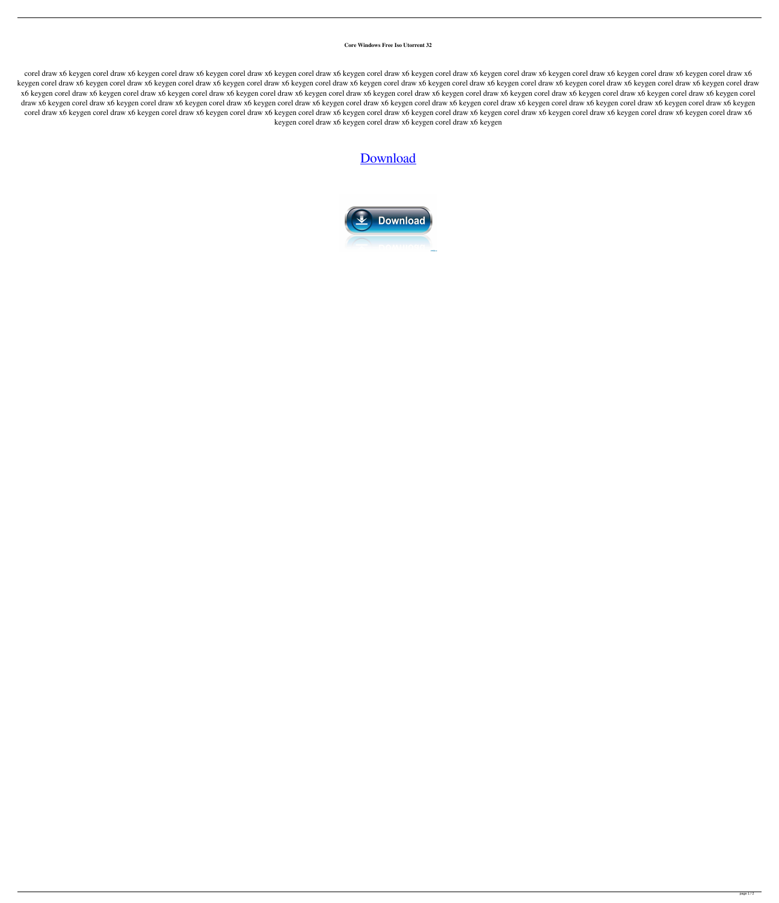**Core Windows Free Iso Utorrent 32**

corel draw x6 keygen corel draw x6 keygen corel draw x6 keygen corel draw x6 keygen corel draw x6 keygen corel draw x6 keygen corel draw x6 keygen corel draw x6 keygen corel draw x6 keygen corel draw x6 keygen corel draw x6 keygen corel draw x6 keygen corel draw x6 keygen corel draw x6 keygen corel draw x6 keygen corel draw x6 keygen corel draw x6 keygen corel draw x6 keygen corel draw x6 keygen corel draw x6 keygen corel draw x6 keygen corel draw x6 keygen corel draw x6 keygen corel draw x6 keygen corel draw x6 keygen corel draw x6 keygen corel draw x6 keygen corel draw x6 keygen corel draw x6 keygen corel draw x6 keygen corel draw x6 keygen corel draw x6 keygen corel draw x6 keygen corel draw x6 keygen corel draw x6 keygen corel draw x6 keygen corel draw x6 keygen corel draw x6 keygen corel draw x6 keygen corel draw x6 keygen corel draw x6 keygen corel draw x6 keygen corel draw x6 keygen corel draw x6 keygen corel draw x6 keygen corel draw x6 keygen corel draw x6 keygen corel draw x6 keygen corel draw x6 keygen corel draw x6 keygen corel draw x6 keygen corel draw x6 keygen corel draw x6 keygen corel draw x6 keygen corel draw x6 keygen corel draw x6 keygen corel draw x6 keygen

[Download]

Download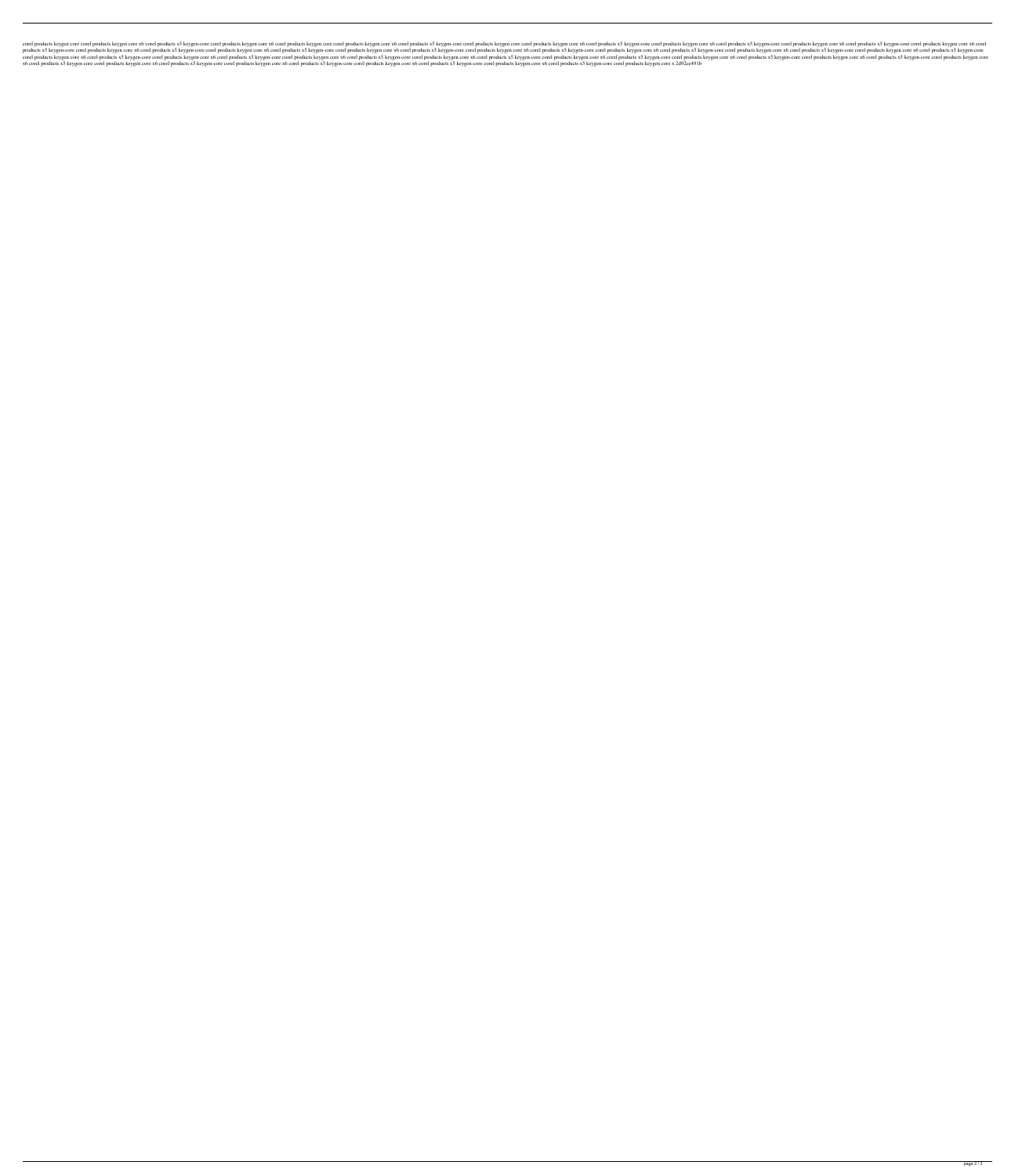corel products keygen core corel products keygen core x6 corel products x5 keygen-core corel products keygen core x6 corel products keygen core corel products keygen core x6 corel products x5 keygen-core corel products keygen core corel products keygen core x6 corel products x5 keygen-core corel products keygen core x6 corel products x5 keygen-core corel products keygen core x6 corel products x5 keygen-core corel products keygen core x6 corel products x5 keygen-core corel products keygen core x6 corel products x5 keygen-core corel products keygen core x6 corel products x5 keygen-core corel products keygen core x6 corel products x5 keygen-core corel products keygen core x6 corel products x5 keygen-core corel products keygen core x6 corel products x5 keygen-core corel products keygen core x6 corel products x5 keygen-core corel products keygen core x6 corel products x5 keygen-core corel products keygen core x6 corel products x5 keygen-core corel products keygen core x6 corel products x5 keygen-core corel products keygen core x6 corel products x5 keygen-core corel products keygen core x6 corel products x5 keygen-core corel products keygen core x6 corel products x5 keygen-core corel products keygen core x6 corel products x5 keygen-core corel products keygen core x6 corel products x5 keygen-core corel products keygen core x6 corel products x5 keygen-core corel products keygen core x6 corel products x5 keygen-core corel products keygen core x6 corel products x5 keygen-core corel products keygen core x6 corel products x5 keygen-core corel products keygen core x6 corel products x5 keygen-core corel products keygen core x6 corel products x5 keygen-core corel products keygen core x6 corel products x5 keygen-core corel products keygen core x 2d92ce491b